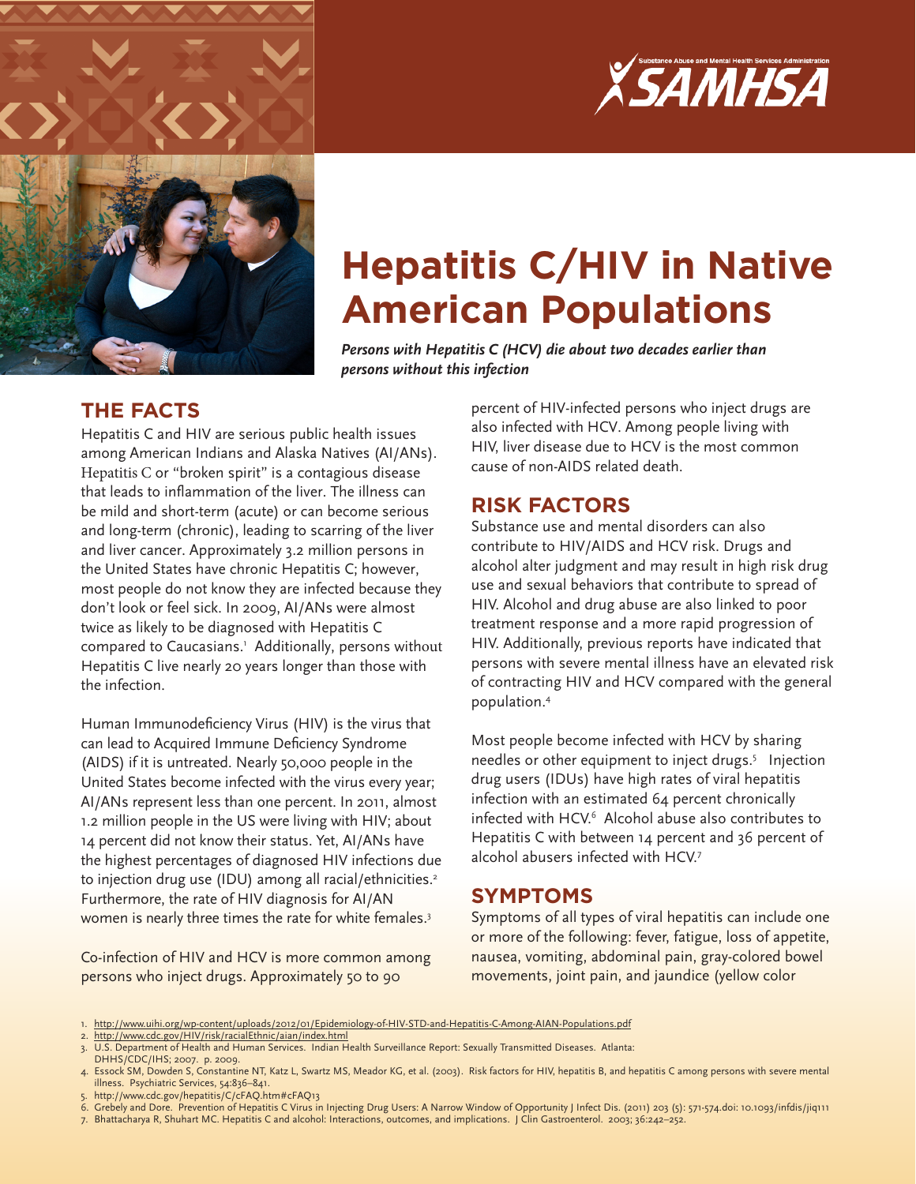# Hepatitis C/HIV in Native American Populations

***Persons with Hepatitis C (HCV) die about two decades earlier than persons without this infection***

## THE FACTS

Hepatitis C and HIV are serious public health issues among American Indians and Alaska Natives (AI/ANs). Hepatitis C or "broken spirit" is a contagious disease that leads to inflammation of the liver. The illness can be mild and short-term (acute) or can become serious and long-term (chronic), leading to scarring of the liver and liver cancer. Approximately 3.2 million persons in the United States have chronic Hepatitis C; however, most people do not know they are infected because they don't look or feel sick. In 2009, AI/ANs were almost twice as likely to be diagnosed with Hepatitis C compared to Caucasians.[1] Additionally, persons without Hepatitis C live nearly 20 years longer than those with the infection.

Human Immunodeficiency Virus (HIV) is the virus that can lead to Acquired Immune Deficiency Syndrome (AIDS) if it is untreated. Nearly 50,000 people in the United States become infected with the virus every year; AI/ANs represent less than one percent. In 2011, almost 1.2 million people in the US were living with HIV; about 14 percent did not know their status. Yet, AI/ANs have the highest percentages of diagnosed HIV infections due to injection drug use (IDU) among all racial/ethnicities.[2] Furthermore, the rate of HIV diagnosis for AI/AN women is nearly three times the rate for white females.[3]

Co-infection of HIV and HCV is more common among persons who inject drugs. Approximately 50 to 90 percent of HIV-infected persons who inject drugs are also infected with HCV. Among people living with HIV, liver disease due to HCV is the most common cause of non-AIDS related death.

## RISK FACTORS

Substance use and mental disorders can also contribute to HIV/AIDS and HCV risk. Drugs and alcohol alter judgment and may result in high risk drug use and sexual behaviors that contribute to spread of HIV. Alcohol and drug abuse are also linked to poor treatment response and a more rapid progression of HIV. Additionally, previous reports have indicated that persons with severe mental illness have an elevated risk of contracting HIV and HCV compared with the general population.[4]

Most people become infected with HCV by sharing needles or other equipment to inject drugs.[5] Injection drug users (IDUs) have high rates of viral hepatitis infection with an estimated 64 percent chronically infected with HCV.[6] Alcohol abuse also contributes to Hepatitis C with between 14 percent and 36 percent of alcohol abusers infected with HCV.[7]

## SYMPTOMS

Symptoms of all types of viral hepatitis can include one or more of the following: fever, fatigue, loss of appetite, nausea, vomiting, abdominal pain, gray-colored bowel movements, joint pain, and jaundice (yellow color

1. http://www.uihi.org/wp-content/uploads/2012/01/Epidemiology-of-HIV-STD-and-Hepatitis-C-Among-AIAN-Populations.pdf
2. http://www.cdc.gov/HIV/risk/racialEthnic/aian/index.html
3. U.S. Department of Health and Human Services. Indian Health Surveillance Report: Sexually Transmitted Diseases. Atlanta: DHHS/CDC/IHS; 2007. p. 2009.
4. Essock SM, Dowden S, Constantine NT, Katz L, Swartz MS, Meador KG, et al. (2003). Risk factors for HIV, hepatitis B, and hepatitis C among persons with severe mental illness. Psychiatric Services, 54:836–841.
5. http://www.cdc.gov/hepatitis/C/cFAQ.htm#cFAQ13
6. Grebely and Dore. Prevention of Hepatitis C Virus in Injecting Drug Users: A Narrow Window of Opportunity J Infect Dis. (2011) 203 (5): 571-574.doi: 10.1093/infdis/jiq111
7. Bhattacharya R, Shuhart MC. Hepatitis C and alcohol: Interactions, outcomes, and implications. J Clin Gastroenterol. 2003; 36:242–252.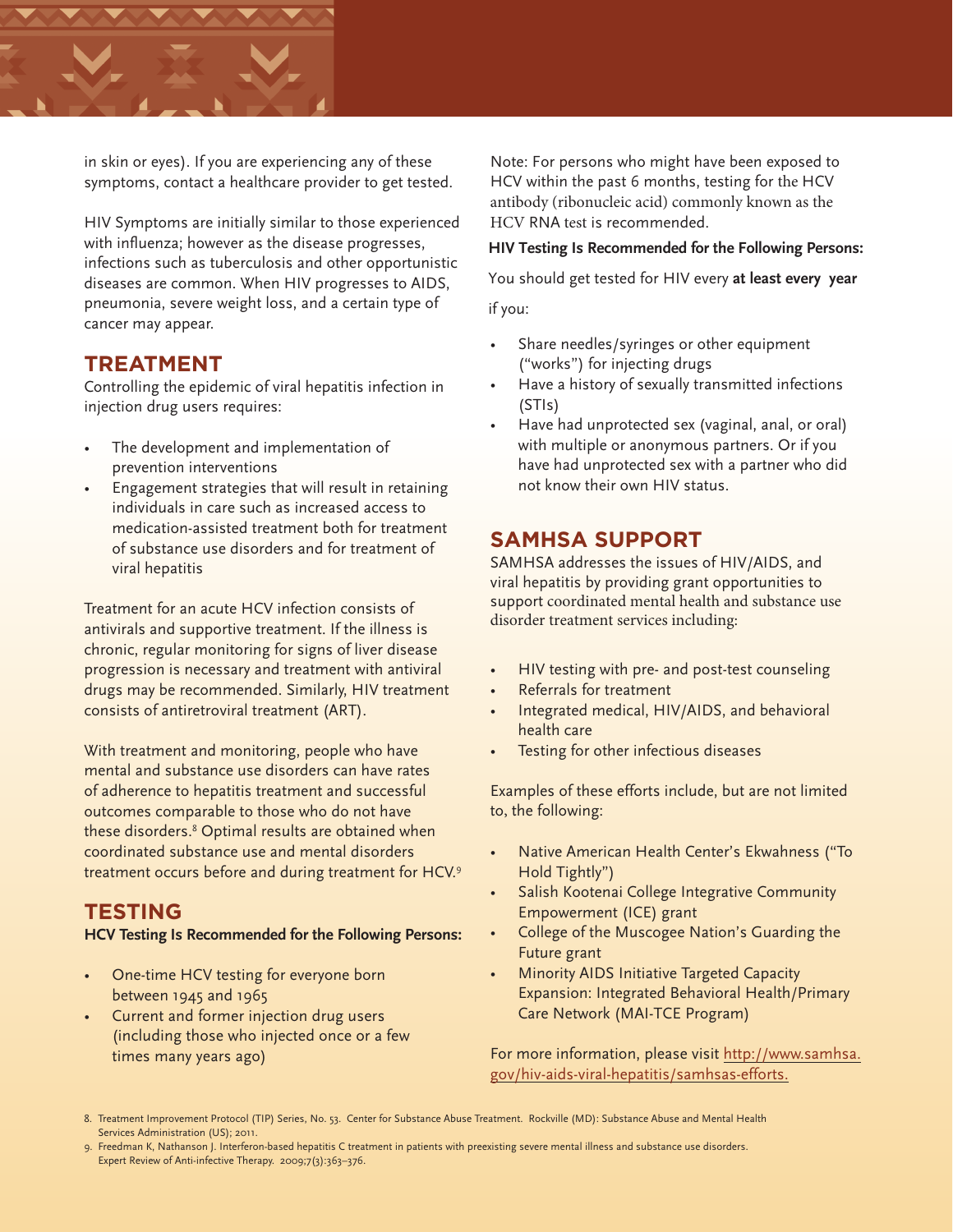in skin or eyes). If you are experiencing any of these symptoms, contact a healthcare provider to get tested.

HIV Symptoms are initially similar to those experienced with influenza; however as the disease progresses, infections such as tuberculosis and other opportunistic diseases are common. When HIV progresses to AIDS, pneumonia, severe weight loss, and a certain type of cancer may appear.

## TREATMENT

Controlling the epidemic of viral hepatitis infection in injection drug users requires:

- The development and implementation of prevention interventions
- Engagement strategies that will result in retaining individuals in care such as increased access to medication-assisted treatment both for treatment of substance use disorders and for treatment of viral hepatitis

Treatment for an acute HCV infection consists of antivirals and supportive treatment. If the illness is chronic, regular monitoring for signs of liver disease progression is necessary and treatment with antiviral drugs may be recommended. Similarly, HIV treatment consists of antiretroviral treatment (ART).

With treatment and monitoring, people who have mental and substance use disorders can have rates of adherence to hepatitis treatment and successful outcomes comparable to those who do not have these disorders.[8] Optimal results are obtained when coordinated substance use and mental disorders treatment occurs before and during treatment for HCV.[9]

## TESTING

**HCV Testing Is Recommended for the Following Persons:**

- One-time HCV testing for everyone born between 1945 and 1965
- Current and former injection drug users (including those who injected once or a few times many years ago)

Note: For persons who might have been exposed to HCV within the past 6 months, testing for the HCV antibody (ribonucleic acid) commonly known as the HCV RNA test is recommended.

**HIV Testing Is Recommended for the Following Persons:**

You should get tested for HIV every **at least every year** if you:

- Share needles/syringes or other equipment ("works") for injecting drugs
- Have a history of sexually transmitted infections (STIs)
- Have had unprotected sex (vaginal, anal, or oral) with multiple or anonymous partners. Or if you have had unprotected sex with a partner who did not know their own HIV status.

## SAMHSA SUPPORT

SAMHSA addresses the issues of HIV/AIDS, and viral hepatitis by providing grant opportunities to support coordinated mental health and substance use disorder treatment services including:

- HIV testing with pre- and post-test counseling
- Referrals for treatment
- Integrated medical, HIV/AIDS, and behavioral health care
- Testing for other infectious diseases

Examples of these efforts include, but are not limited to, the following:

- Native American Health Center's Ekwahness ("To Hold Tightly")
- Salish Kootenai College Integrative Community Empowerment (ICE) grant
- College of the Muscogee Nation's Guarding the Future grant
- Minority AIDS Initiative Targeted Capacity Expansion: Integrated Behavioral Health/Primary Care Network (MAI-TCE Program)

For more information, please visit http://www.samhsa.gov/hiv-aids-viral-hepatitis/samhsas-efforts.

8. Treatment Improvement Protocol (TIP) Series, No. 53. Center for Substance Abuse Treatment. Rockville (MD): Substance Abuse and Mental Health Services Administration (US); 2011.
9. Freedman K, Nathanson J. Interferon-based hepatitis C treatment in patients with preexisting severe mental illness and substance use disorders. Expert Review of Anti-infective Therapy. 2009;7(3):363–376.